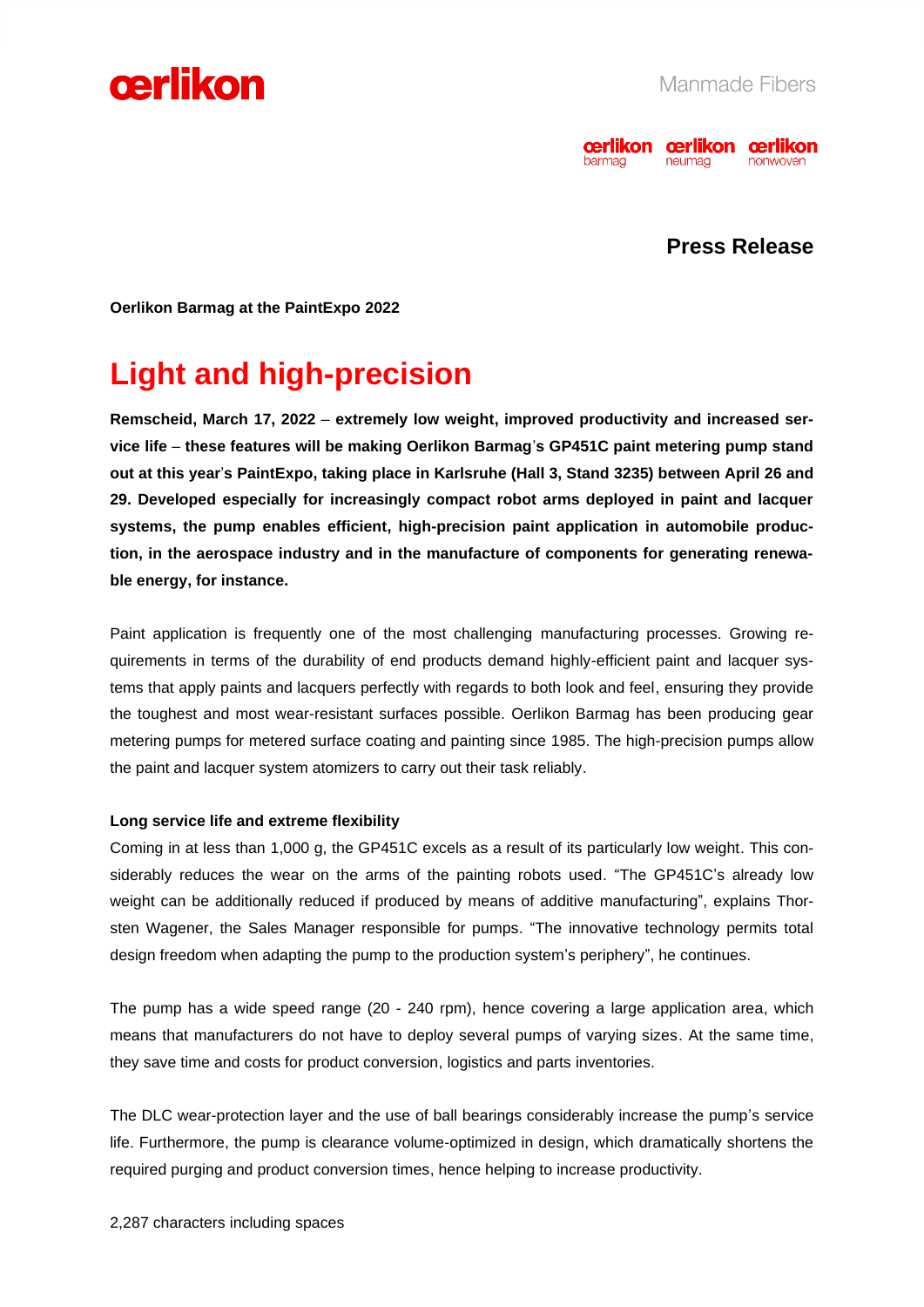Manmade Fibers

**Press Release**

**Oerlikon Barmag at the PaintExpo 2022**

# Light and high-precision

**Remscheid, March 17, 2022 – extremely low weight, improved productivity and increased service life – these features will be making Oerlikon Barmag's GP451C paint metering pump stand out at this year's PaintExpo, taking place in Karlsruhe (Hall 3, Stand 3235) between April 26 and 29. Developed especially for increasingly compact robot arms deployed in paint and lacquer systems, the pump enables efficient, high-precision paint application in automobile production, in the aerospace industry and in the manufacture of components for generating renewable energy, for instance.**

Paint application is frequently one of the most challenging manufacturing processes. Growing requirements in terms of the durability of end products demand highly-efficient paint and lacquer systems that apply paints and lacquers perfectly with regards to both look and feel, ensuring they provide the toughest and most wear-resistant surfaces possible. Oerlikon Barmag has been producing gear metering pumps for metered surface coating and painting since 1985. The high-precision pumps allow the paint and lacquer system atomizers to carry out their task reliably.

**Long service life and extreme flexibility**

Coming in at less than 1,000 g, the GP451C excels as a result of its particularly low weight. This considerably reduces the wear on the arms of the painting robots used. "The GP451C's already low weight can be additionally reduced if produced by means of additive manufacturing", explains Thorsten Wagener, the Sales Manager responsible for pumps. "The innovative technology permits total design freedom when adapting the pump to the production system's periphery", he continues.

The pump has a wide speed range (20 - 240 rpm), hence covering a large application area, which means that manufacturers do not have to deploy several pumps of varying sizes. At the same time, they save time and costs for product conversion, logistics and parts inventories.

The DLC wear-protection layer and the use of ball bearings considerably increase the pump's service life. Furthermore, the pump is clearance volume-optimized in design, which dramatically shortens the required purging and product conversion times, hence helping to increase productivity.

2,287 characters including spaces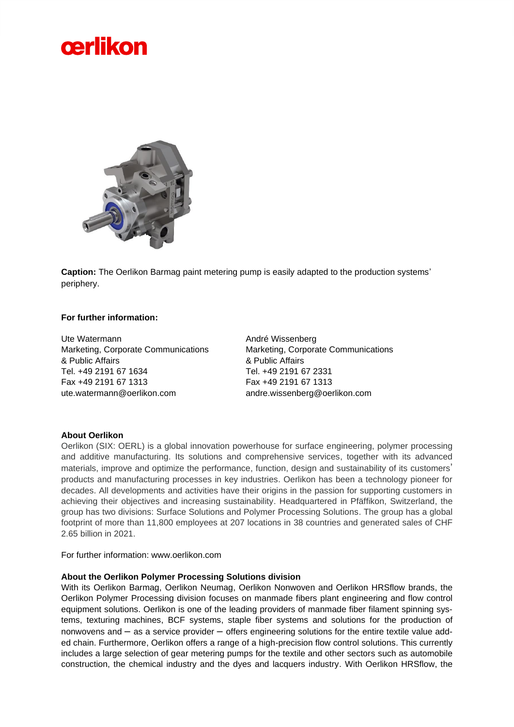**Caption:** The Oerlikon Barmag paint metering pump is easily adapted to the production systems' periphery.

**For further information:**

Ute Watermann
Marketing, Corporate Communications & Public Affairs
Tel. +49 2191 67 1634
Fax +49 2191 67 1313
ute.watermann@oerlikon.com

André Wissenberg
Marketing, Corporate Communications & Public Affairs
Tel. +49 2191 67 2331
Fax +49 2191 67 1313
andre.wissenberg@oerlikon.com

**About Oerlikon**

Oerlikon (SIX: OERL) is a global innovation powerhouse for surface engineering, polymer processing and additive manufacturing. Its solutions and comprehensive services, together with its advanced materials, improve and optimize the performance, function, design and sustainability of its customers' products and manufacturing processes in key industries. Oerlikon has been a technology pioneer for decades. All developments and activities have their origins in the passion for supporting customers in achieving their objectives and increasing sustainability. Headquartered in Pfäffikon, Switzerland, the group has two divisions: Surface Solutions and Polymer Processing Solutions. The group has a global footprint of more than 11,800 employees at 207 locations in 38 countries and generated sales of CHF 2.65 billion in 2021.

For further information: www.oerlikon.com

**About the Oerlikon Polymer Processing Solutions division**

With its Oerlikon Barmag, Oerlikon Neumag, Oerlikon Nonwoven and Oerlikon HRSflow brands, the Oerlikon Polymer Processing division focuses on manmade fibers plant engineering and flow control equipment solutions. Oerlikon is one of the leading providers of manmade fiber filament spinning systems, texturing machines, BCF systems, staple fiber systems and solutions for the production of nonwovens and – as a service provider – offers engineering solutions for the entire textile value added chain. Furthermore, Oerlikon offers a range of a high-precision flow control solutions. This currently includes a large selection of gear metering pumps for the textile and other sectors such as automobile construction, the chemical industry and the dyes and lacquers industry. With Oerlikon HRSflow, the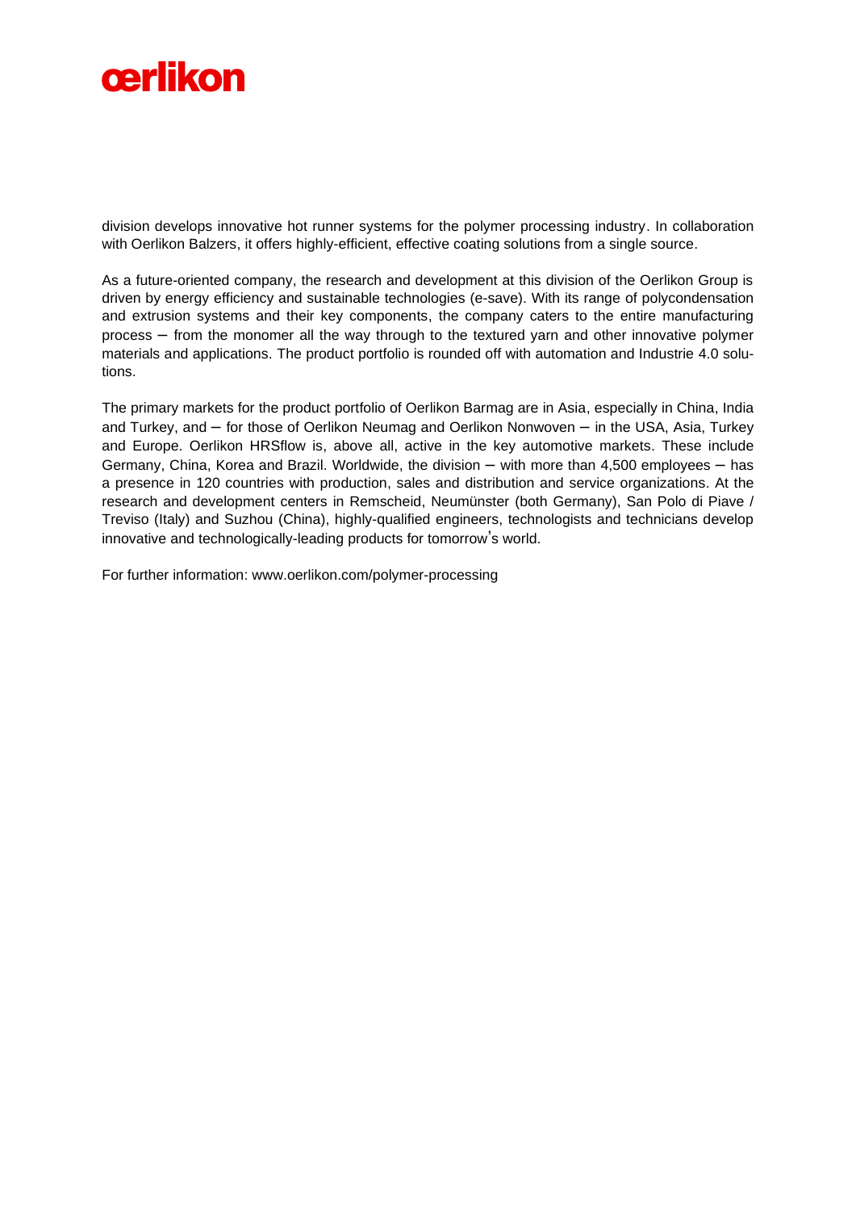division develops innovative hot runner systems for the polymer processing industry. In collaboration with Oerlikon Balzers, it offers highly-efficient, effective coating solutions from a single source.

As a future-oriented company, the research and development at this division of the Oerlikon Group is driven by energy efficiency and sustainable technologies (e-save). With its range of polycondensation and extrusion systems and their key components, the company caters to the entire manufacturing process – from the monomer all the way through to the textured yarn and other innovative polymer materials and applications. The product portfolio is rounded off with automation and Industrie 4.0 solutions.

The primary markets for the product portfolio of Oerlikon Barmag are in Asia, especially in China, India and Turkey, and – for those of Oerlikon Neumag and Oerlikon Nonwoven – in the USA, Asia, Turkey and Europe. Oerlikon HRSflow is, above all, active in the key automotive markets. These include Germany, China, Korea and Brazil. Worldwide, the division – with more than 4,500 employees – has a presence in 120 countries with production, sales and distribution and service organizations. At the research and development centers in Remscheid, Neumünster (both Germany), San Polo di Piave / Treviso (Italy) and Suzhou (China), highly-qualified engineers, technologists and technicians develop innovative and technologically-leading products for tomorrow's world.

For further information: www.oerlikon.com/polymer-processing